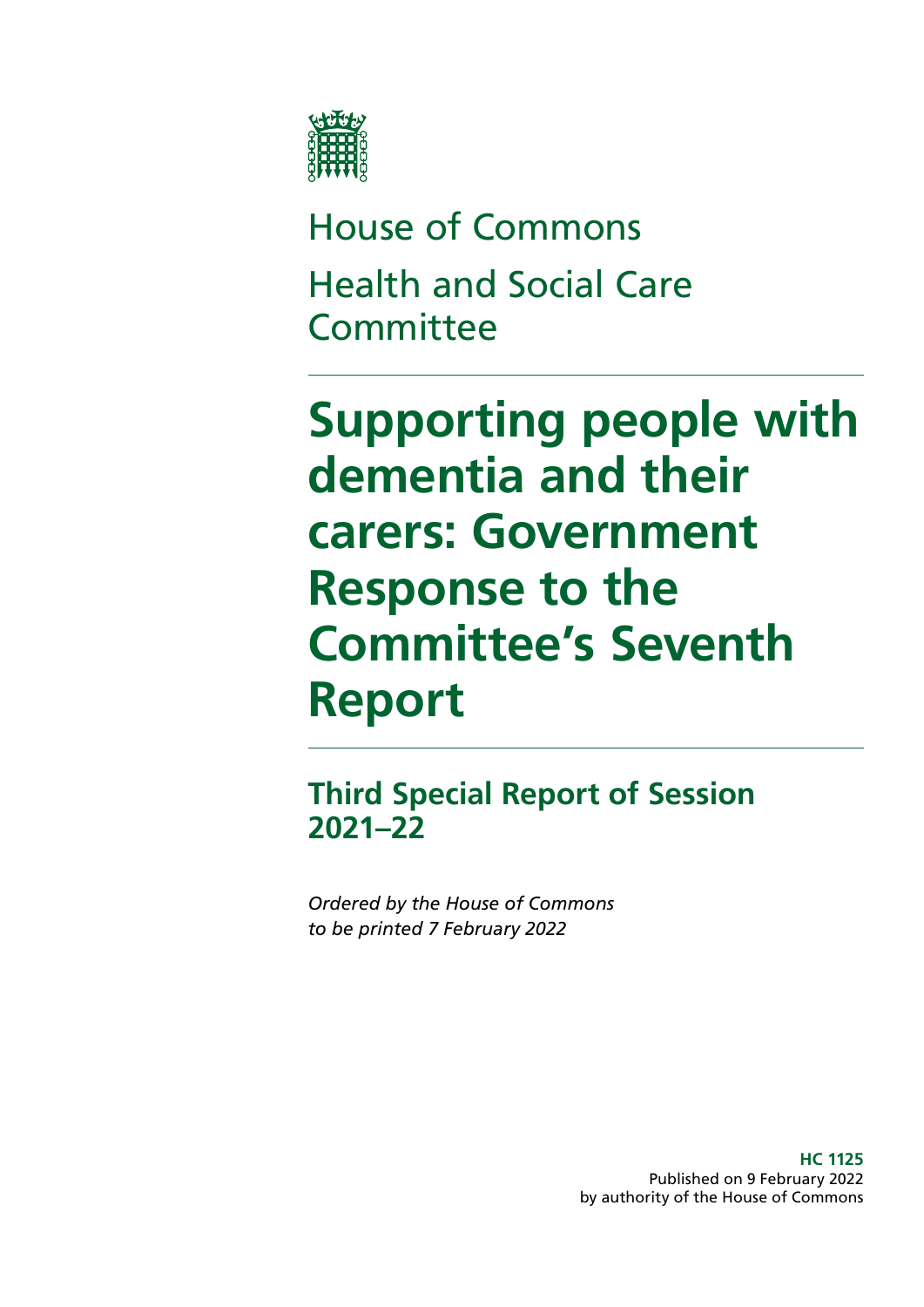House of Commons

Health and Social Care Committee

# Supporting people with dementia and their carers: Government Response to the Committee's Seventh Report

## Third Special Report of Session 2021–22

*Ordered by the House of Commons to be printed 7 February 2022*

**HC 1125**
Published on 9 February 2022
by authority of the House of Commons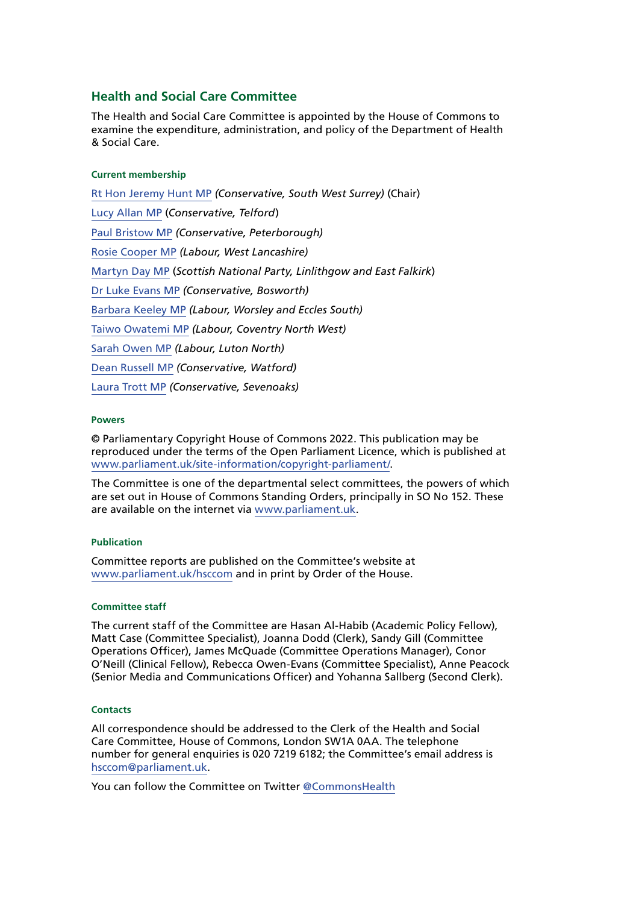## Health and Social Care Committee

The Health and Social Care Committee is appointed by the House of Commons to examine the expenditure, administration, and policy of the Department of Health & Social Care.

### Current membership

Rt Hon Jeremy Hunt MP *(Conservative, South West Surrey)* (Chair)

Lucy Allan MP (*Conservative, Telford*)

Paul Bristow MP *(Conservative, Peterborough)*

Rosie Cooper MP *(Labour, West Lancashire)*

Martyn Day MP (*Scottish National Party, Linlithgow and East Falkirk*)

Dr Luke Evans MP *(Conservative, Bosworth)*

Barbara Keeley MP *(Labour, Worsley and Eccles South)*

Taiwo Owatemi MP *(Labour, Coventry North West)*

Sarah Owen MP *(Labour, Luton North)*

Dean Russell MP *(Conservative, Watford)*

Laura Trott MP *(Conservative, Sevenoaks)*

### Powers

© Parliamentary Copyright House of Commons 2022. This publication may be reproduced under the terms of the Open Parliament Licence, which is published at www.parliament.uk/site-information/copyright-parliament/.

The Committee is one of the departmental select committees, the powers of which are set out in House of Commons Standing Orders, principally in SO No 152. These are available on the internet via www.parliament.uk.

### Publication

Committee reports are published on the Committee's website at www.parliament.uk/hsccom and in print by Order of the House.

### Committee staff

The current staff of the Committee are Hasan Al-Habib (Academic Policy Fellow), Matt Case (Committee Specialist), Joanna Dodd (Clerk), Sandy Gill (Committee Operations Officer), James McQuade (Committee Operations Manager), Conor O'Neill (Clinical Fellow), Rebecca Owen-Evans (Committee Specialist), Anne Peacock (Senior Media and Communications Officer) and Yohanna Sallberg (Second Clerk).

### Contacts

All correspondence should be addressed to the Clerk of the Health and Social Care Committee, House of Commons, London SW1A 0AA. The telephone number for general enquiries is 020 7219 6182; the Committee's email address is hsccom@parliament.uk.

You can follow the Committee on Twitter @CommonsHealth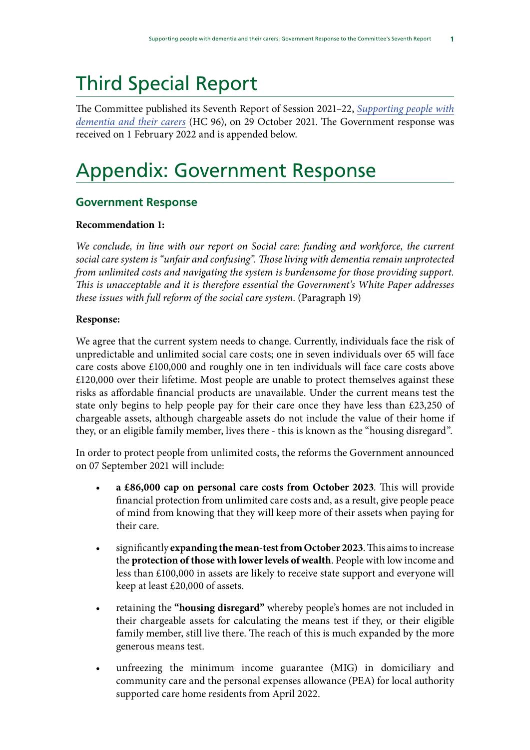# Third Special Report

The Committee published its Seventh Report of Session 2021–22, *Supporting people with dementia and their carers* (HC 96), on 29 October 2021. The Government response was received on 1 February 2022 and is appended below.

# Appendix: Government Response

## Government Response

**Recommendation 1:**

*We conclude, in line with our report on Social care: funding and workforce, the current social care system is "unfair and confusing". Those living with dementia remain unprotected from unlimited costs and navigating the system is burdensome for those providing support. This is unacceptable and it is therefore essential the Government's White Paper addresses these issues with full reform of the social care system*. (Paragraph 19)

**Response:**

We agree that the current system needs to change. Currently, individuals face the risk of unpredictable and unlimited social care costs; one in seven individuals over 65 will face care costs above £100,000 and roughly one in ten individuals will face care costs above £120,000 over their lifetime. Most people are unable to protect themselves against these risks as affordable financial products are unavailable. Under the current means test the state only begins to help people pay for their care once they have less than £23,250 of chargeable assets, although chargeable assets do not include the value of their home if they, or an eligible family member, lives there - this is known as the "housing disregard".

In order to protect people from unlimited costs, the reforms the Government announced on 07 September 2021 will include:

- **a £86,000 cap on personal care costs from October 2023**. This will provide financial protection from unlimited care costs and, as a result, give people peace of mind from knowing that they will keep more of their assets when paying for their care.
- significantly **expanding the mean-test from October 2023**. This aims to increase the **protection of those with lower levels of wealth**. People with low income and less than £100,000 in assets are likely to receive state support and everyone will keep at least £20,000 of assets.
- retaining the **"housing disregard"** whereby people's homes are not included in their chargeable assets for calculating the means test if they, or their eligible family member, still live there. The reach of this is much expanded by the more generous means test.
- unfreezing the minimum income guarantee (MIG) in domiciliary and community care and the personal expenses allowance (PEA) for local authority supported care home residents from April 2022.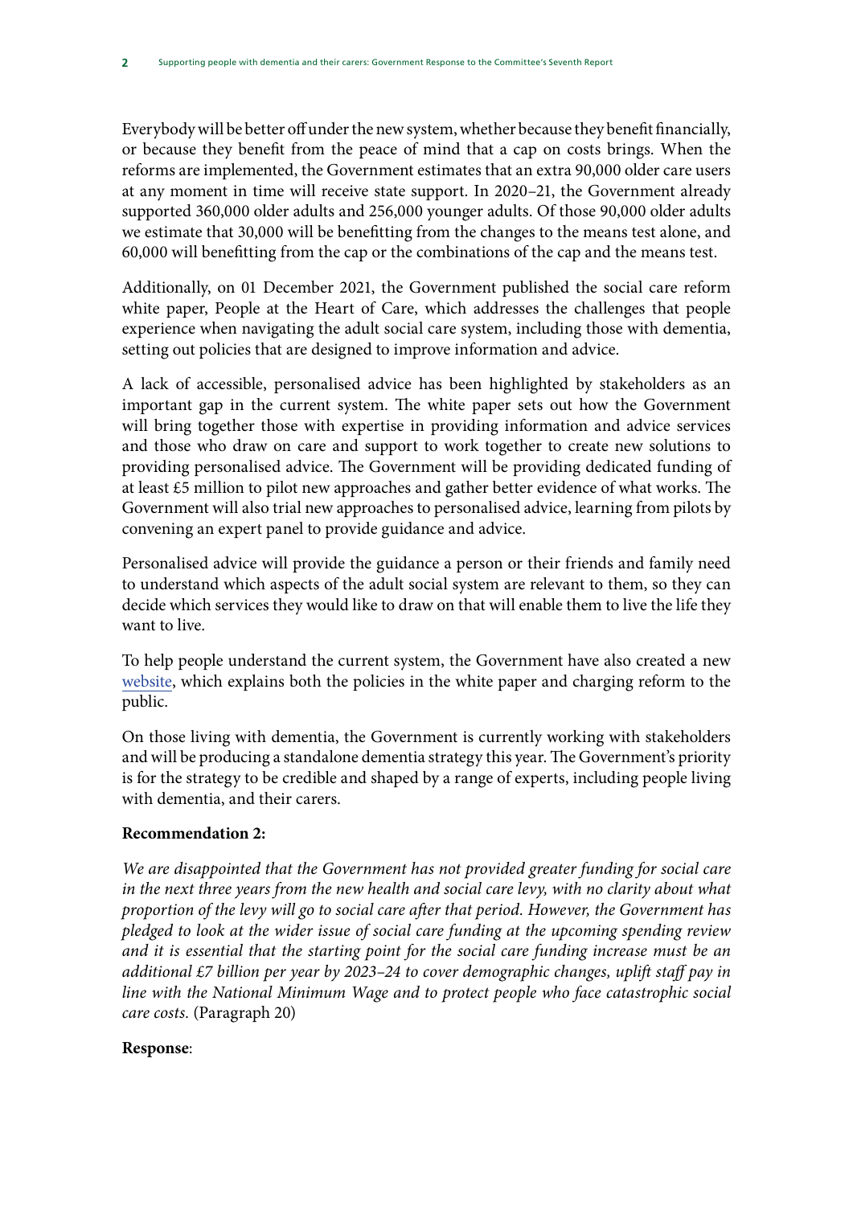Everybody will be better off under the new system, whether because they benefit financially, or because they benefit from the peace of mind that a cap on costs brings. When the reforms are implemented, the Government estimates that an extra 90,000 older care users at any moment in time will receive state support. In 2020–21, the Government already supported 360,000 older adults and 256,000 younger adults. Of those 90,000 older adults we estimate that 30,000 will be benefitting from the changes to the means test alone, and 60,000 will benefitting from the cap or the combinations of the cap and the means test.

Additionally, on 01 December 2021, the Government published the social care reform white paper, People at the Heart of Care, which addresses the challenges that people experience when navigating the adult social care system, including those with dementia, setting out policies that are designed to improve information and advice.

A lack of accessible, personalised advice has been highlighted by stakeholders as an important gap in the current system. The white paper sets out how the Government will bring together those with expertise in providing information and advice services and those who draw on care and support to work together to create new solutions to providing personalised advice. The Government will be providing dedicated funding of at least £5 million to pilot new approaches and gather better evidence of what works. The Government will also trial new approaches to personalised advice, learning from pilots by convening an expert panel to provide guidance and advice.

Personalised advice will provide the guidance a person or their friends and family need to understand which aspects of the adult social system are relevant to them, so they can decide which services they would like to draw on that will enable them to live the life they want to live.

To help people understand the current system, the Government have also created a new website, which explains both the policies in the white paper and charging reform to the public.

On those living with dementia, the Government is currently working with stakeholders and will be producing a standalone dementia strategy this year. The Government's priority is for the strategy to be credible and shaped by a range of experts, including people living with dementia, and their carers.

**Recommendation 2:**

*We are disappointed that the Government has not provided greater funding for social care in the next three years from the new health and social care levy, with no clarity about what proportion of the levy will go to social care after that period. However, the Government has pledged to look at the wider issue of social care funding at the upcoming spending review and it is essential that the starting point for the social care funding increase must be an additional £7 billion per year by 2023–24 to cover demographic changes, uplift staff pay in line with the National Minimum Wage and to protect people who face catastrophic social care costs.* (Paragraph 20)

**Response**: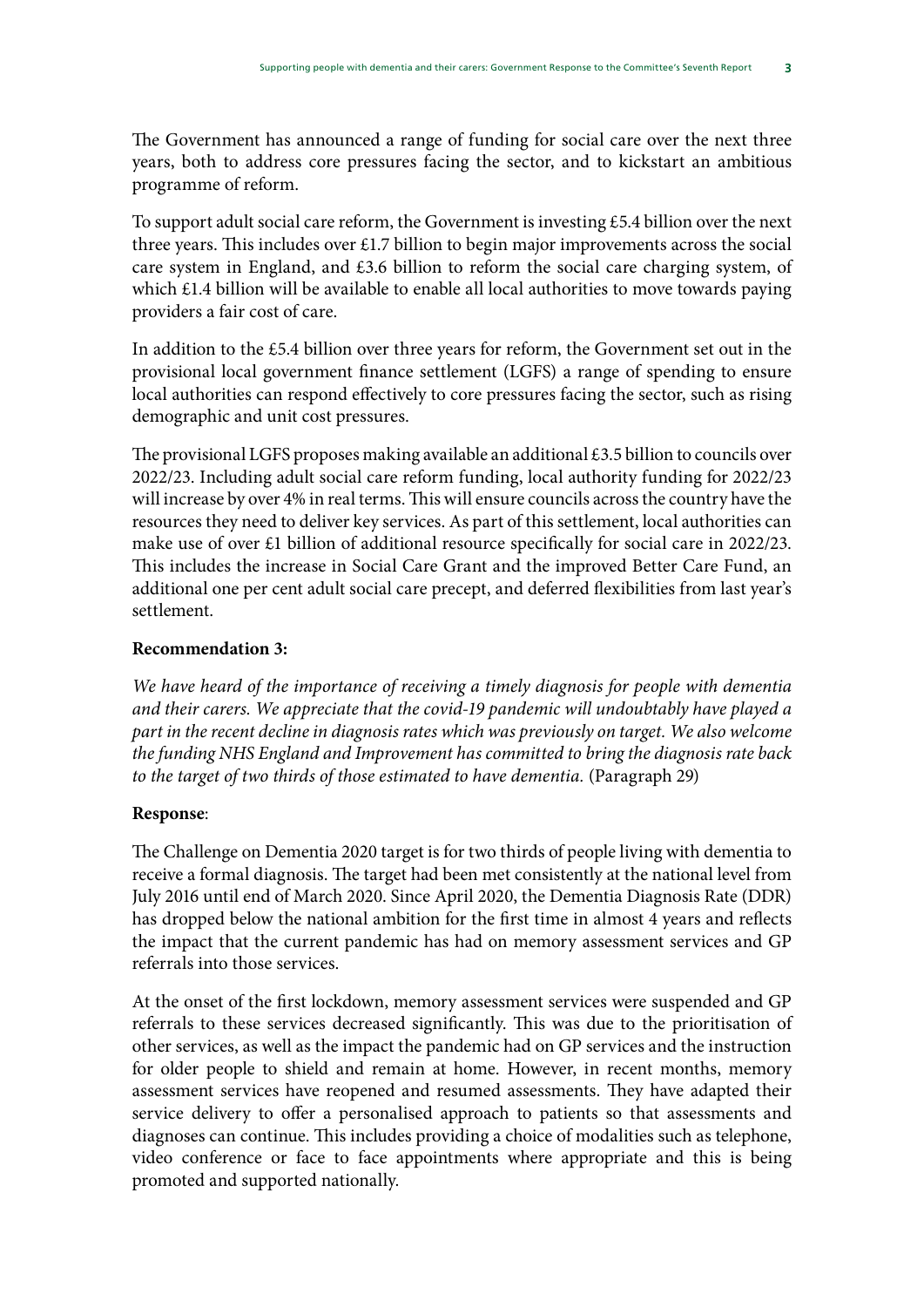The Government has announced a range of funding for social care over the next three years, both to address core pressures facing the sector, and to kickstart an ambitious programme of reform.

To support adult social care reform, the Government is investing £5.4 billion over the next three years. This includes over £1.7 billion to begin major improvements across the social care system in England, and £3.6 billion to reform the social care charging system, of which £1.4 billion will be available to enable all local authorities to move towards paying providers a fair cost of care.

In addition to the £5.4 billion over three years for reform, the Government set out in the provisional local government finance settlement (LGFS) a range of spending to ensure local authorities can respond effectively to core pressures facing the sector, such as rising demographic and unit cost pressures.

The provisional LGFS proposes making available an additional £3.5 billion to councils over 2022/23. Including adult social care reform funding, local authority funding for 2022/23 will increase by over 4% in real terms. This will ensure councils across the country have the resources they need to deliver key services. As part of this settlement, local authorities can make use of over £1 billion of additional resource specifically for social care in 2022/23. This includes the increase in Social Care Grant and the improved Better Care Fund, an additional one per cent adult social care precept, and deferred flexibilities from last year's settlement.

**Recommendation 3:**

*We have heard of the importance of receiving a timely diagnosis for people with dementia and their carers. We appreciate that the covid-19 pandemic will undoubtably have played a part in the recent decline in diagnosis rates which was previously on target. We also welcome the funding NHS England and Improvement has committed to bring the diagnosis rate back to the target of two thirds of those estimated to have dementia.* (Paragraph 29)

**Response**:

The Challenge on Dementia 2020 target is for two thirds of people living with dementia to receive a formal diagnosis. The target had been met consistently at the national level from July 2016 until end of March 2020. Since April 2020, the Dementia Diagnosis Rate (DDR) has dropped below the national ambition for the first time in almost 4 years and reflects the impact that the current pandemic has had on memory assessment services and GP referrals into those services.

At the onset of the first lockdown, memory assessment services were suspended and GP referrals to these services decreased significantly. This was due to the prioritisation of other services, as well as the impact the pandemic had on GP services and the instruction for older people to shield and remain at home. However, in recent months, memory assessment services have reopened and resumed assessments. They have adapted their service delivery to offer a personalised approach to patients so that assessments and diagnoses can continue. This includes providing a choice of modalities such as telephone, video conference or face to face appointments where appropriate and this is being promoted and supported nationally.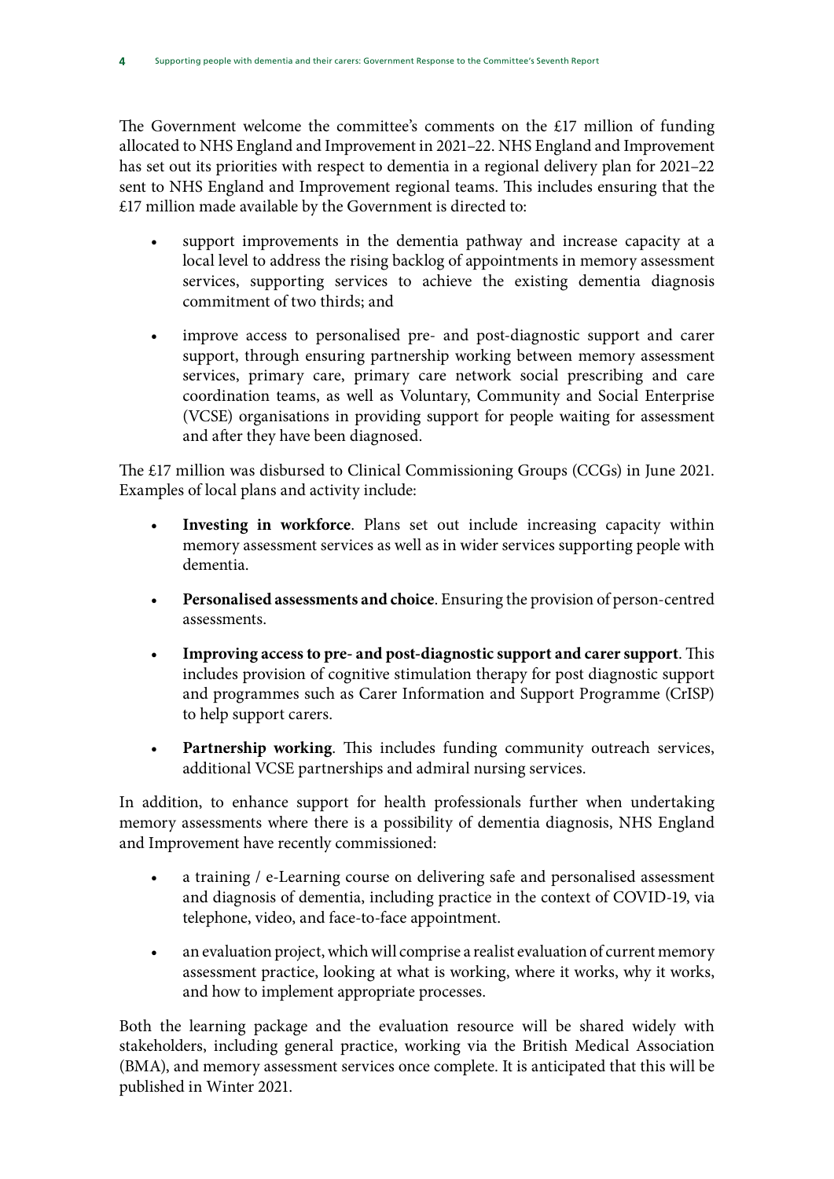The Government welcome the committee's comments on the £17 million of funding allocated to NHS England and Improvement in 2021–22. NHS England and Improvement has set out its priorities with respect to dementia in a regional delivery plan for 2021–22 sent to NHS England and Improvement regional teams. This includes ensuring that the £17 million made available by the Government is directed to:

- support improvements in the dementia pathway and increase capacity at a local level to address the rising backlog of appointments in memory assessment services, supporting services to achieve the existing dementia diagnosis commitment of two thirds; and
- improve access to personalised pre- and post-diagnostic support and carer support, through ensuring partnership working between memory assessment services, primary care, primary care network social prescribing and care coordination teams, as well as Voluntary, Community and Social Enterprise (VCSE) organisations in providing support for people waiting for assessment and after they have been diagnosed.

The £17 million was disbursed to Clinical Commissioning Groups (CCGs) in June 2021. Examples of local plans and activity include:

- **Investing in workforce**. Plans set out include increasing capacity within memory assessment services as well as in wider services supporting people with dementia.
- **Personalised assessments and choice**. Ensuring the provision of person-centred assessments.
- **Improving access to pre- and post-diagnostic support and carer support**. This includes provision of cognitive stimulation therapy for post diagnostic support and programmes such as Carer Information and Support Programme (CrISP) to help support carers.
- **Partnership working**. This includes funding community outreach services, additional VCSE partnerships and admiral nursing services.

In addition, to enhance support for health professionals further when undertaking memory assessments where there is a possibility of dementia diagnosis, NHS England and Improvement have recently commissioned:

- a training / e-Learning course on delivering safe and personalised assessment and diagnosis of dementia, including practice in the context of COVID-19, via telephone, video, and face-to-face appointment.
- an evaluation project, which will comprise a realist evaluation of current memory assessment practice, looking at what is working, where it works, why it works, and how to implement appropriate processes.

Both the learning package and the evaluation resource will be shared widely with stakeholders, including general practice, working via the British Medical Association (BMA), and memory assessment services once complete. It is anticipated that this will be published in Winter 2021.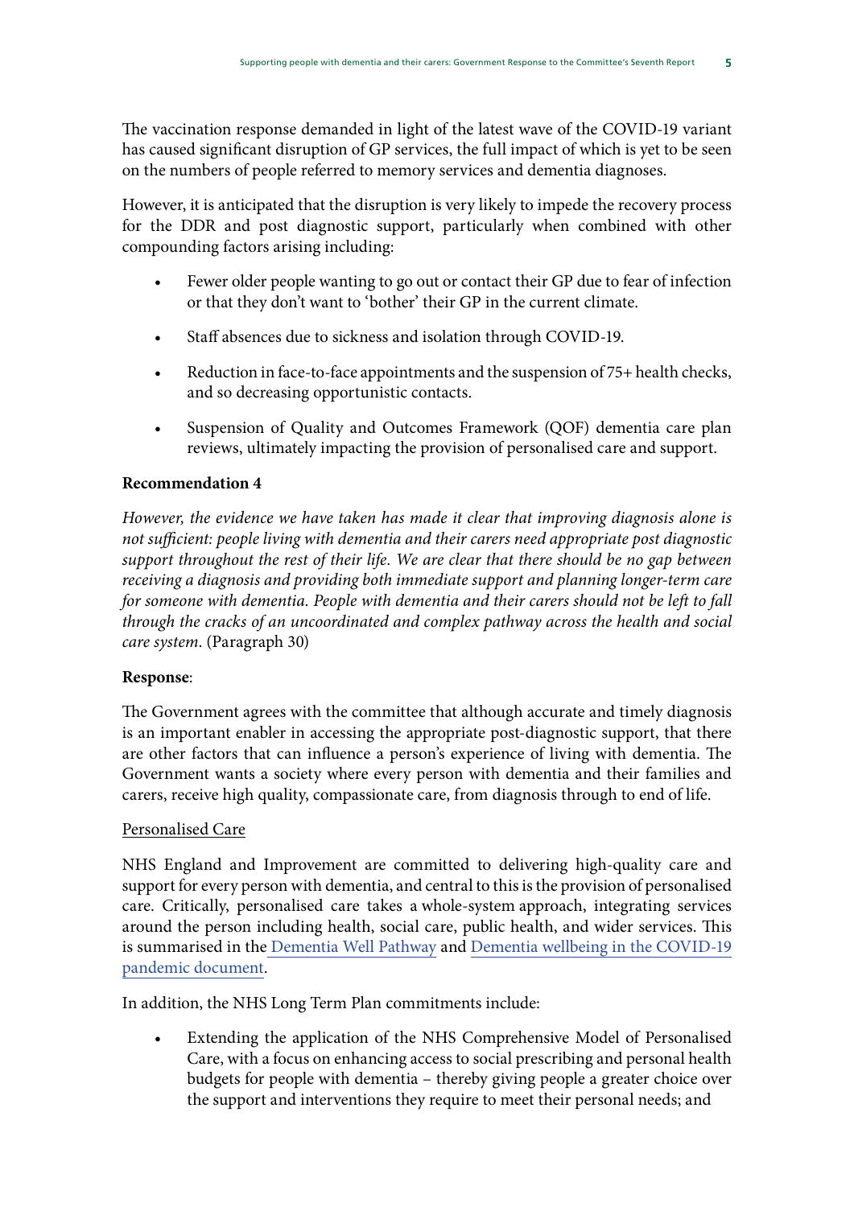The vaccination response demanded in light of the latest wave of the COVID-19 variant has caused significant disruption of GP services, the full impact of which is yet to be seen on the numbers of people referred to memory services and dementia diagnoses.

However, it is anticipated that the disruption is very likely to impede the recovery process for the DDR and post diagnostic support, particularly when combined with other compounding factors arising including:

- Fewer older people wanting to go out or contact their GP due to fear of infection or that they don't want to 'bother' their GP in the current climate.
- Staff absences due to sickness and isolation through COVID-19.
- Reduction in face-to-face appointments and the suspension of 75+ health checks, and so decreasing opportunistic contacts.
- Suspension of Quality and Outcomes Framework (QOF) dementia care plan reviews, ultimately impacting the provision of personalised care and support.

**Recommendation 4**

*However, the evidence we have taken has made it clear that improving diagnosis alone is not sufficient: people living with dementia and their carers need appropriate post diagnostic support throughout the rest of their life. We are clear that there should be no gap between receiving a diagnosis and providing both immediate support and planning longer-term care for someone with dementia. People with dementia and their carers should not be left to fall through the cracks of an uncoordinated and complex pathway across the health and social care system*. (Paragraph 30)

**Response**:

The Government agrees with the committee that although accurate and timely diagnosis is an important enabler in accessing the appropriate post-diagnostic support, that there are other factors that can influence a person's experience of living with dementia. The Government wants a society where every person with dementia and their families and carers, receive high quality, compassionate care, from diagnosis through to end of life.

Personalised Care

NHS England and Improvement are committed to delivering high-quality care and support for every person with dementia, and central to this is the provision of personalised care. Critically, personalised care takes a whole-system approach, integrating services around the person including health, social care, public health, and wider services. This is summarised in the Dementia Well Pathway and Dementia wellbeing in the COVID-19 pandemic document.

In addition, the NHS Long Term Plan commitments include:

- Extending the application of the NHS Comprehensive Model of Personalised Care, with a focus on enhancing access to social prescribing and personal health budgets for people with dementia – thereby giving people a greater choice over the support and interventions they require to meet their personal needs; and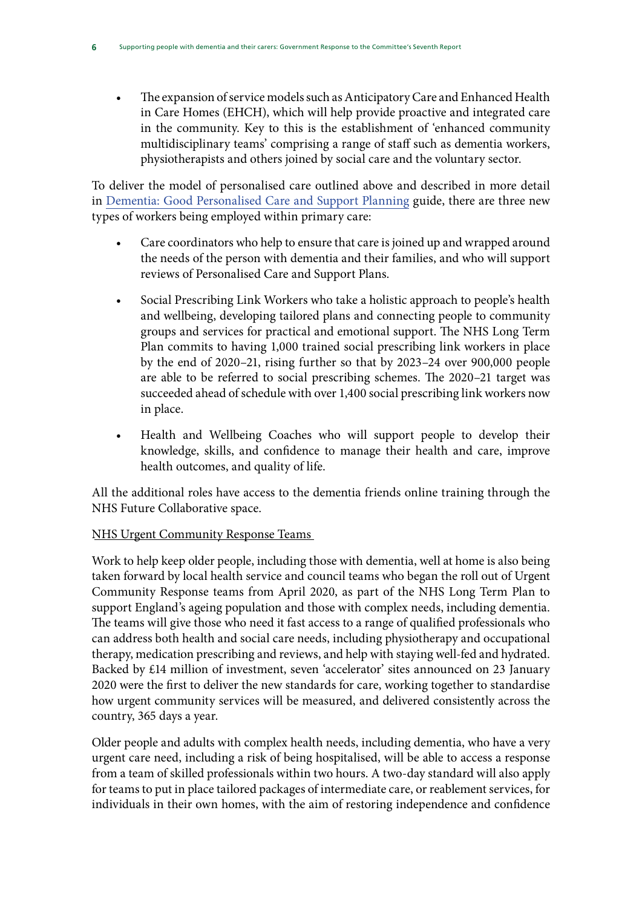- The expansion of service models such as Anticipatory Care and Enhanced Health in Care Homes (EHCH), which will help provide proactive and integrated care in the community. Key to this is the establishment of 'enhanced community multidisciplinary teams' comprising a range of staff such as dementia workers, physiotherapists and others joined by social care and the voluntary sector.

To deliver the model of personalised care outlined above and described in more detail in [Dementia: Good Personalised Care and Support Planning]() guide, there are three new types of workers being employed within primary care:

- Care coordinators who help to ensure that care is joined up and wrapped around the needs of the person with dementia and their families, and who will support reviews of Personalised Care and Support Plans.
- Social Prescribing Link Workers who take a holistic approach to people's health and wellbeing, developing tailored plans and connecting people to community groups and services for practical and emotional support. The NHS Long Term Plan commits to having 1,000 trained social prescribing link workers in place by the end of 2020–21, rising further so that by 2023–24 over 900,000 people are able to be referred to social prescribing schemes. The 2020–21 target was succeeded ahead of schedule with over 1,400 social prescribing link workers now in place.
- Health and Wellbeing Coaches who will support people to develop their knowledge, skills, and confidence to manage their health and care, improve health outcomes, and quality of life.

All the additional roles have access to the dementia friends online training through the NHS Future Collaborative space.

<u>NHS Urgent Community Response Teams</u>

Work to help keep older people, including those with dementia, well at home is also being taken forward by local health service and council teams who began the roll out of Urgent Community Response teams from April 2020, as part of the NHS Long Term Plan to support England's ageing population and those with complex needs, including dementia. The teams will give those who need it fast access to a range of qualified professionals who can address both health and social care needs, including physiotherapy and occupational therapy, medication prescribing and reviews, and help with staying well-fed and hydrated. Backed by £14 million of investment, seven 'accelerator' sites announced on 23 January 2020 were the first to deliver the new standards for care, working together to standardise how urgent community services will be measured, and delivered consistently across the country, 365 days a year.

Older people and adults with complex health needs, including dementia, who have a very urgent care need, including a risk of being hospitalised, will be able to access a response from a team of skilled professionals within two hours. A two-day standard will also apply for teams to put in place tailored packages of intermediate care, or reablement services, for individuals in their own homes, with the aim of restoring independence and confidence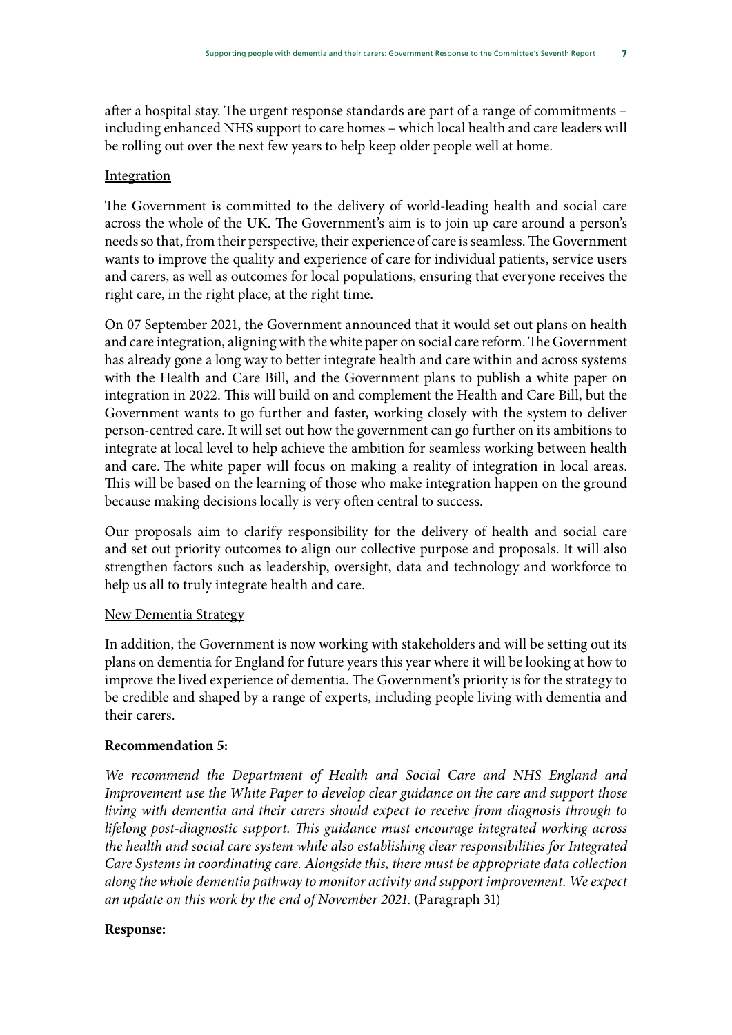after a hospital stay. The urgent response standards are part of a range of commitments – including enhanced NHS support to care homes – which local health and care leaders will be rolling out over the next few years to help keep older people well at home.

Integration

The Government is committed to the delivery of world-leading health and social care across the whole of the UK. The Government's aim is to join up care around a person's needs so that, from their perspective, their experience of care is seamless. The Government wants to improve the quality and experience of care for individual patients, service users and carers, as well as outcomes for local populations, ensuring that everyone receives the right care, in the right place, at the right time.

On 07 September 2021, the Government announced that it would set out plans on health and care integration, aligning with the white paper on social care reform. The Government has already gone a long way to better integrate health and care within and across systems with the Health and Care Bill, and the Government plans to publish a white paper on integration in 2022. This will build on and complement the Health and Care Bill, but the Government wants to go further and faster, working closely with the system to deliver person-centred care. It will set out how the government can go further on its ambitions to integrate at local level to help achieve the ambition for seamless working between health and care. The white paper will focus on making a reality of integration in local areas. This will be based on the learning of those who make integration happen on the ground because making decisions locally is very often central to success.

Our proposals aim to clarify responsibility for the delivery of health and social care and set out priority outcomes to align our collective purpose and proposals. It will also strengthen factors such as leadership, oversight, data and technology and workforce to help us all to truly integrate health and care.

New Dementia Strategy

In addition, the Government is now working with stakeholders and will be setting out its plans on dementia for England for future years this year where it will be looking at how to improve the lived experience of dementia. The Government's priority is for the strategy to be credible and shaped by a range of experts, including people living with dementia and their carers.

**Recommendation 5:**

*We recommend the Department of Health and Social Care and NHS England and Improvement use the White Paper to develop clear guidance on the care and support those living with dementia and their carers should expect to receive from diagnosis through to lifelong post-diagnostic support. This guidance must encourage integrated working across the health and social care system while also establishing clear responsibilities for Integrated Care Systems in coordinating care. Alongside this, there must be appropriate data collection along the whole dementia pathway to monitor activity and support improvement. We expect an update on this work by the end of November 2021.* (Paragraph 31)

**Response:**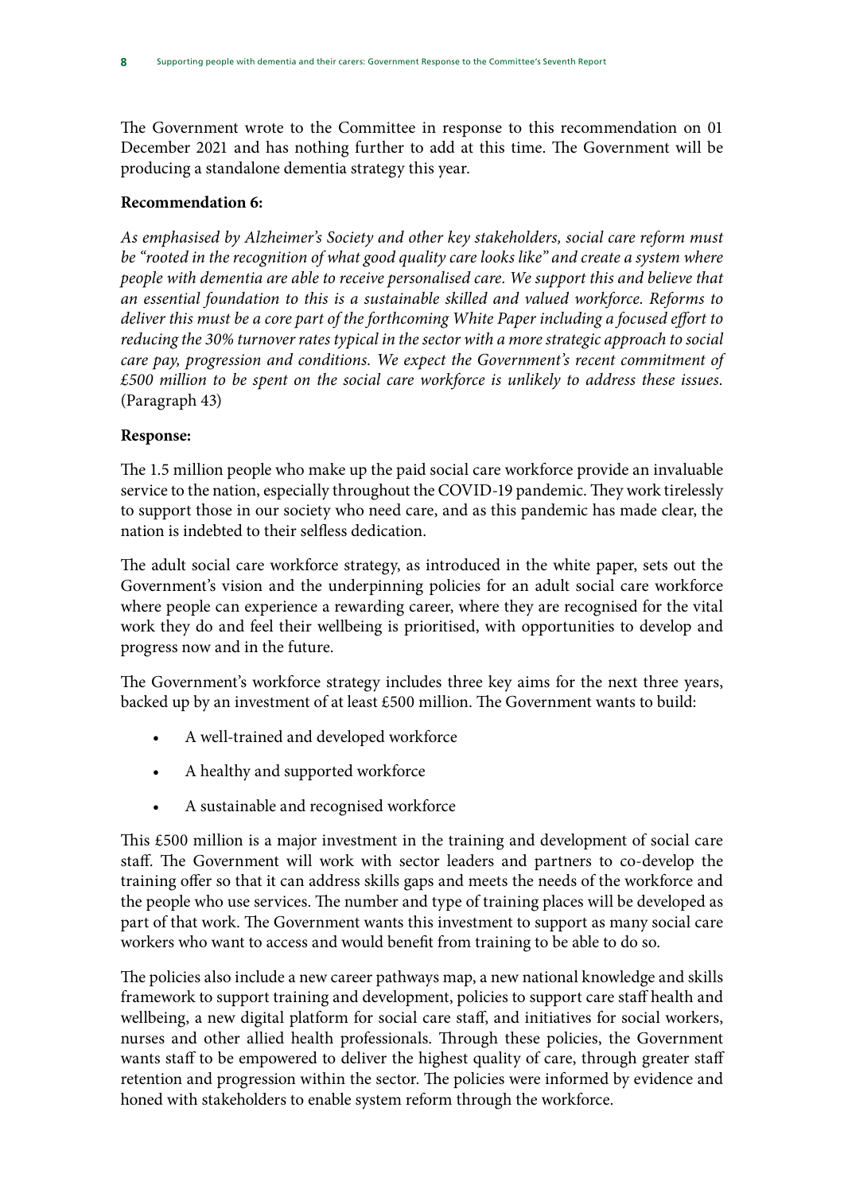The Government wrote to the Committee in response to this recommendation on 01 December 2021 and has nothing further to add at this time. The Government will be producing a standalone dementia strategy this year.

**Recommendation 6:**

*As emphasised by Alzheimer's Society and other key stakeholders, social care reform must be "rooted in the recognition of what good quality care looks like" and create a system where people with dementia are able to receive personalised care. We support this and believe that an essential foundation to this is a sustainable skilled and valued workforce. Reforms to deliver this must be a core part of the forthcoming White Paper including a focused effort to reducing the 30% turnover rates typical in the sector with a more strategic approach to social care pay, progression and conditions. We expect the Government's recent commitment of £500 million to be spent on the social care workforce is unlikely to address these issues.* (Paragraph 43)

**Response:**

The 1.5 million people who make up the paid social care workforce provide an invaluable service to the nation, especially throughout the COVID-19 pandemic. They work tirelessly to support those in our society who need care, and as this pandemic has made clear, the nation is indebted to their selfless dedication.

The adult social care workforce strategy, as introduced in the white paper, sets out the Government's vision and the underpinning policies for an adult social care workforce where people can experience a rewarding career, where they are recognised for the vital work they do and feel their wellbeing is prioritised, with opportunities to develop and progress now and in the future.

The Government's workforce strategy includes three key aims for the next three years, backed up by an investment of at least £500 million. The Government wants to build:

- A well-trained and developed workforce
- A healthy and supported workforce
- A sustainable and recognised workforce

This £500 million is a major investment in the training and development of social care staff. The Government will work with sector leaders and partners to co-develop the training offer so that it can address skills gaps and meets the needs of the workforce and the people who use services. The number and type of training places will be developed as part of that work. The Government wants this investment to support as many social care workers who want to access and would benefit from training to be able to do so.

The policies also include a new career pathways map, a new national knowledge and skills framework to support training and development, policies to support care staff health and wellbeing, a new digital platform for social care staff, and initiatives for social workers, nurses and other allied health professionals. Through these policies, the Government wants staff to be empowered to deliver the highest quality of care, through greater staff retention and progression within the sector. The policies were informed by evidence and honed with stakeholders to enable system reform through the workforce.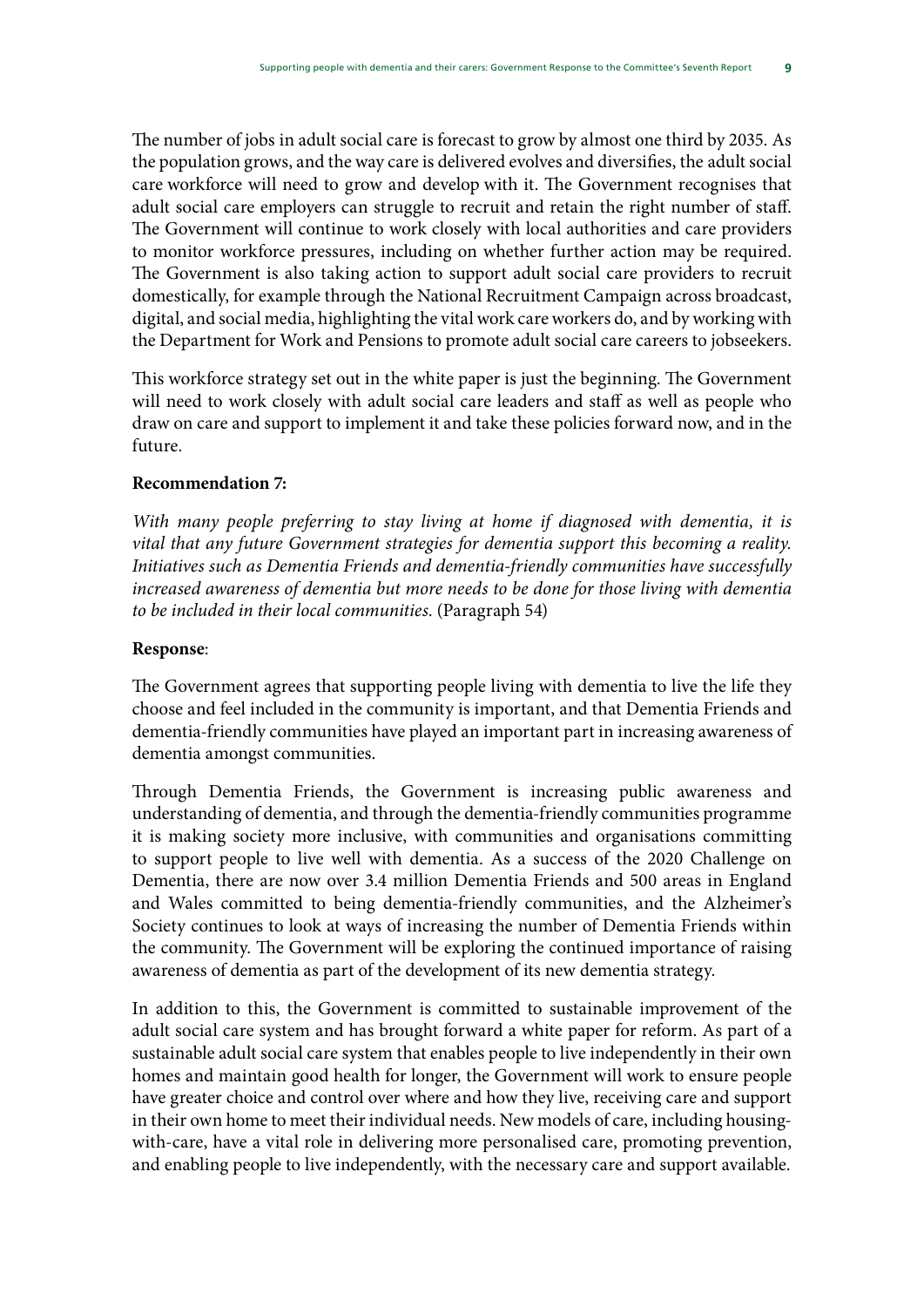The number of jobs in adult social care is forecast to grow by almost one third by 2035. As the population grows, and the way care is delivered evolves and diversifies, the adult social care workforce will need to grow and develop with it. The Government recognises that adult social care employers can struggle to recruit and retain the right number of staff. The Government will continue to work closely with local authorities and care providers to monitor workforce pressures, including on whether further action may be required. The Government is also taking action to support adult social care providers to recruit domestically, for example through the National Recruitment Campaign across broadcast, digital, and social media, highlighting the vital work care workers do, and by working with the Department for Work and Pensions to promote adult social care careers to jobseekers.

This workforce strategy set out in the white paper is just the beginning. The Government will need to work closely with adult social care leaders and staff as well as people who draw on care and support to implement it and take these policies forward now, and in the future.

**Recommendation 7:**

*With many people preferring to stay living at home if diagnosed with dementia, it is vital that any future Government strategies for dementia support this becoming a reality. Initiatives such as Dementia Friends and dementia-friendly communities have successfully increased awareness of dementia but more needs to be done for those living with dementia to be included in their local communities.* (Paragraph 54)

**Response**:

The Government agrees that supporting people living with dementia to live the life they choose and feel included in the community is important, and that Dementia Friends and dementia-friendly communities have played an important part in increasing awareness of dementia amongst communities.

Through Dementia Friends, the Government is increasing public awareness and understanding of dementia, and through the dementia-friendly communities programme it is making society more inclusive, with communities and organisations committing to support people to live well with dementia. As a success of the 2020 Challenge on Dementia, there are now over 3.4 million Dementia Friends and 500 areas in England and Wales committed to being dementia-friendly communities, and the Alzheimer's Society continues to look at ways of increasing the number of Dementia Friends within the community. The Government will be exploring the continued importance of raising awareness of dementia as part of the development of its new dementia strategy.

In addition to this, the Government is committed to sustainable improvement of the adult social care system and has brought forward a white paper for reform. As part of a sustainable adult social care system that enables people to live independently in their own homes and maintain good health for longer, the Government will work to ensure people have greater choice and control over where and how they live, receiving care and support in their own home to meet their individual needs. New models of care, including housing-with-care, have a vital role in delivering more personalised care, promoting prevention, and enabling people to live independently, with the necessary care and support available.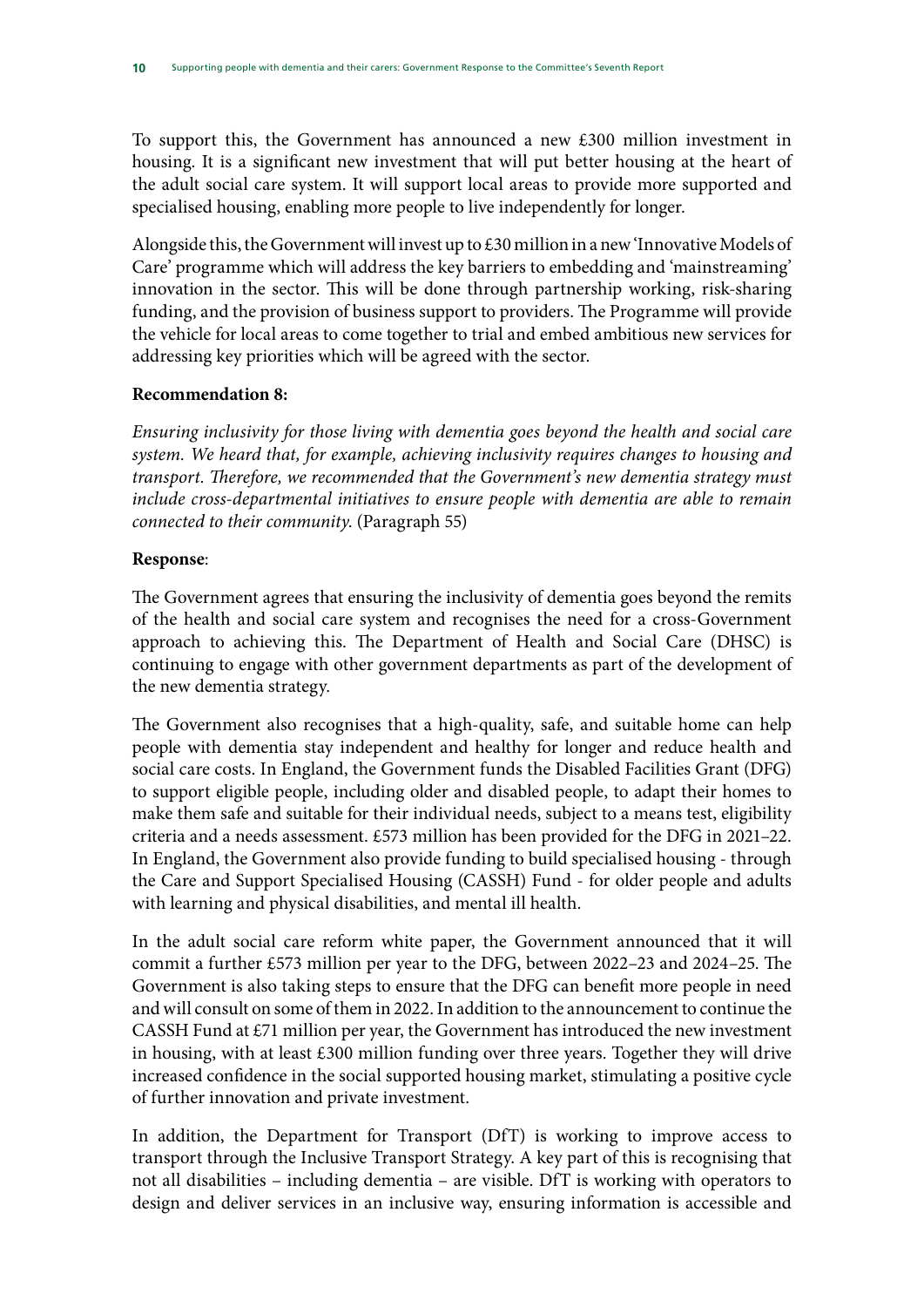To support this, the Government has announced a new £300 million investment in housing. It is a significant new investment that will put better housing at the heart of the adult social care system. It will support local areas to provide more supported and specialised housing, enabling more people to live independently for longer.

Alongside this, the Government will invest up to £30 million in a new 'Innovative Models of Care' programme which will address the key barriers to embedding and 'mainstreaming' innovation in the sector. This will be done through partnership working, risk-sharing funding, and the provision of business support to providers. The Programme will provide the vehicle for local areas to come together to trial and embed ambitious new services for addressing key priorities which will be agreed with the sector.

**Recommendation 8:**

*Ensuring inclusivity for those living with dementia goes beyond the health and social care system. We heard that, for example, achieving inclusivity requires changes to housing and transport. Therefore, we recommended that the Government's new dementia strategy must include cross-departmental initiatives to ensure people with dementia are able to remain connected to their community.* (Paragraph 55)

**Response**:

The Government agrees that ensuring the inclusivity of dementia goes beyond the remits of the health and social care system and recognises the need for a cross-Government approach to achieving this. The Department of Health and Social Care (DHSC) is continuing to engage with other government departments as part of the development of the new dementia strategy.

The Government also recognises that a high-quality, safe, and suitable home can help people with dementia stay independent and healthy for longer and reduce health and social care costs. In England, the Government funds the Disabled Facilities Grant (DFG) to support eligible people, including older and disabled people, to adapt their homes to make them safe and suitable for their individual needs, subject to a means test, eligibility criteria and a needs assessment. £573 million has been provided for the DFG in 2021–22. In England, the Government also provide funding to build specialised housing - through the Care and Support Specialised Housing (CASSH) Fund - for older people and adults with learning and physical disabilities, and mental ill health.

In the adult social care reform white paper, the Government announced that it will commit a further £573 million per year to the DFG, between 2022–23 and 2024–25. The Government is also taking steps to ensure that the DFG can benefit more people in need and will consult on some of them in 2022. In addition to the announcement to continue the CASSH Fund at £71 million per year, the Government has introduced the new investment in housing, with at least £300 million funding over three years. Together they will drive increased confidence in the social supported housing market, stimulating a positive cycle of further innovation and private investment.

In addition, the Department for Transport (DfT) is working to improve access to transport through the Inclusive Transport Strategy. A key part of this is recognising that not all disabilities – including dementia – are visible. DfT is working with operators to design and deliver services in an inclusive way, ensuring information is accessible and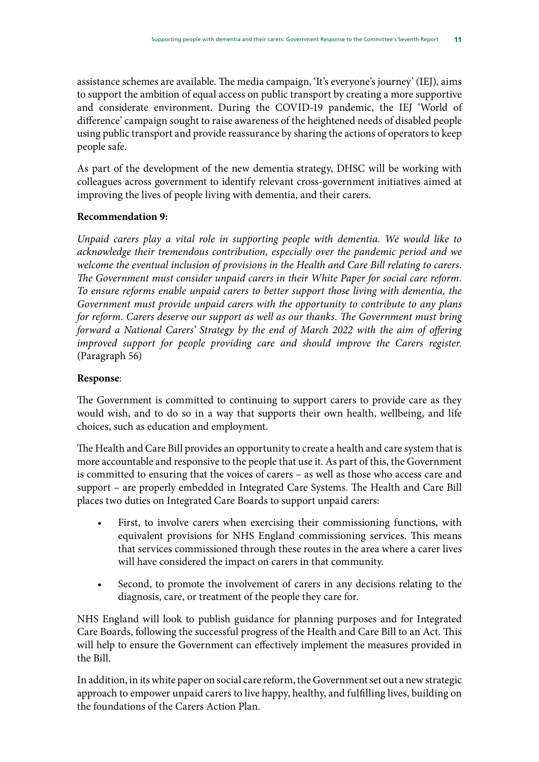assistance schemes are available. The media campaign, 'It's everyone's journey' (IEJ), aims to support the ambition of equal access on public transport by creating a more supportive and considerate environment. During the COVID-19 pandemic, the IEJ 'World of difference' campaign sought to raise awareness of the heightened needs of disabled people using public transport and provide reassurance by sharing the actions of operators to keep people safe.

As part of the development of the new dementia strategy, DHSC will be working with colleagues across government to identify relevant cross-government initiatives aimed at improving the lives of people living with dementia, and their carers.

**Recommendation 9:**

*Unpaid carers play a vital role in supporting people with dementia. We would like to acknowledge their tremendous contribution, especially over the pandemic period and we welcome the eventual inclusion of provisions in the Health and Care Bill relating to carers. The Government must consider unpaid carers in their White Paper for social care reform. To ensure reforms enable unpaid carers to better support those living with dementia, the Government must provide unpaid carers with the opportunity to contribute to any plans for reform. Carers deserve our support as well as our thanks. The Government must bring forward a National Carers' Strategy by the end of March 2022 with the aim of offering improved support for people providing care and should improve the Carers register.* (Paragraph 56)

**Response**:

The Government is committed to continuing to support carers to provide care as they would wish, and to do so in a way that supports their own health, wellbeing, and life choices, such as education and employment.

The Health and Care Bill provides an opportunity to create a health and care system that is more accountable and responsive to the people that use it. As part of this, the Government is committed to ensuring that the voices of carers – as well as those who access care and support – are properly embedded in Integrated Care Systems. The Health and Care Bill places two duties on Integrated Care Boards to support unpaid carers:

- First, to involve carers when exercising their commissioning functions, with equivalent provisions for NHS England commissioning services. This means that services commissioned through these routes in the area where a carer lives will have considered the impact on carers in that community.
- Second, to promote the involvement of carers in any decisions relating to the diagnosis, care, or treatment of the people they care for.

NHS England will look to publish guidance for planning purposes and for Integrated Care Boards, following the successful progress of the Health and Care Bill to an Act. This will help to ensure the Government can effectively implement the measures provided in the Bill.

In addition, in its white paper on social care reform, the Government set out a new strategic approach to empower unpaid carers to live happy, healthy, and fulfilling lives, building on the foundations of the Carers Action Plan.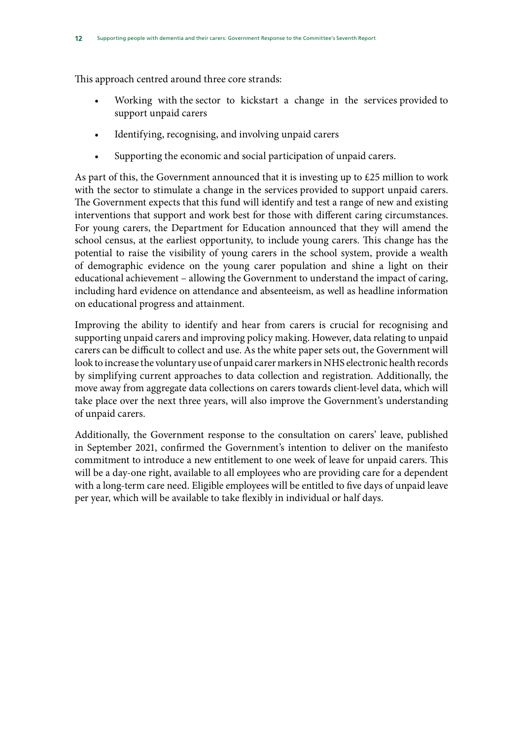This approach centred around three core strands:

- Working with the sector to kickstart a change in the services provided to support unpaid carers
- Identifying, recognising, and involving unpaid carers
- Supporting the economic and social participation of unpaid carers.

As part of this, the Government announced that it is investing up to £25 million to work with the sector to stimulate a change in the services provided to support unpaid carers. The Government expects that this fund will identify and test a range of new and existing interventions that support and work best for those with different caring circumstances. For young carers, the Department for Education announced that they will amend the school census, at the earliest opportunity, to include young carers. This change has the potential to raise the visibility of young carers in the school system, provide a wealth of demographic evidence on the young carer population and shine a light on their educational achievement – allowing the Government to understand the impact of caring, including hard evidence on attendance and absenteeism, as well as headline information on educational progress and attainment.

Improving the ability to identify and hear from carers is crucial for recognising and supporting unpaid carers and improving policy making. However, data relating to unpaid carers can be difficult to collect and use. As the white paper sets out, the Government will look to increase the voluntary use of unpaid carer markers in NHS electronic health records by simplifying current approaches to data collection and registration. Additionally, the move away from aggregate data collections on carers towards client-level data, which will take place over the next three years, will also improve the Government's understanding of unpaid carers.

Additionally, the Government response to the consultation on carers' leave, published in September 2021, confirmed the Government's intention to deliver on the manifesto commitment to introduce a new entitlement to one week of leave for unpaid carers. This will be a day-one right, available to all employees who are providing care for a dependent with a long-term care need. Eligible employees will be entitled to five days of unpaid leave per year, which will be available to take flexibly in individual or half days.